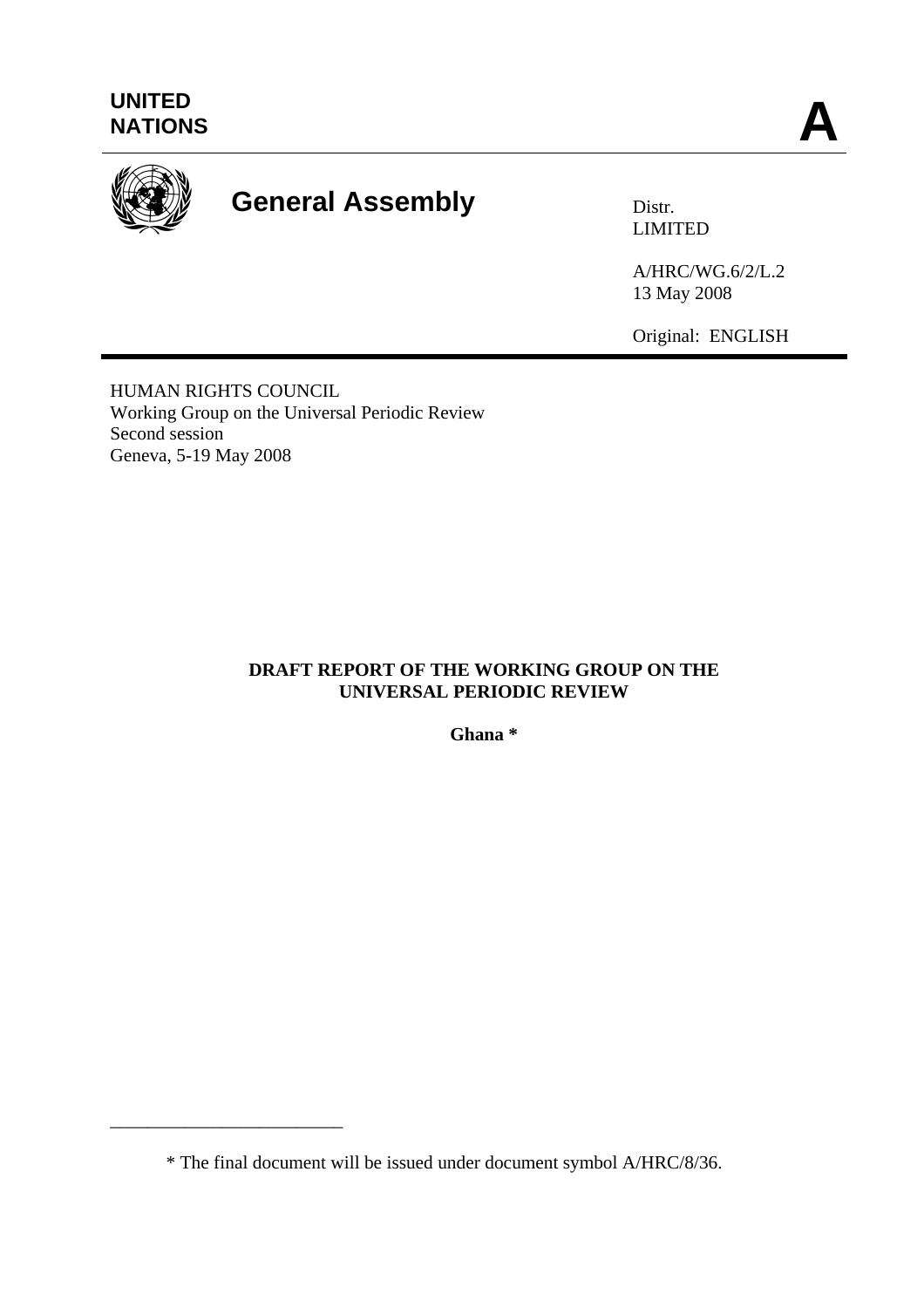UNITED NATIONS

**A**

# General Assembly

Distr.
LIMITED

A/HRC/WG.6/2/L.2
13 May 2008

Original: ENGLISH

HUMAN RIGHTS COUNCIL
Working Group on the Universal Periodic Review
Second session
Geneva, 5-19 May 2008

**DRAFT REPORT OF THE WORKING GROUP ON THE UNIVERSAL PERIODIC REVIEW**

**Ghana ***

---

* The final document will be issued under document symbol A/HRC/8/36.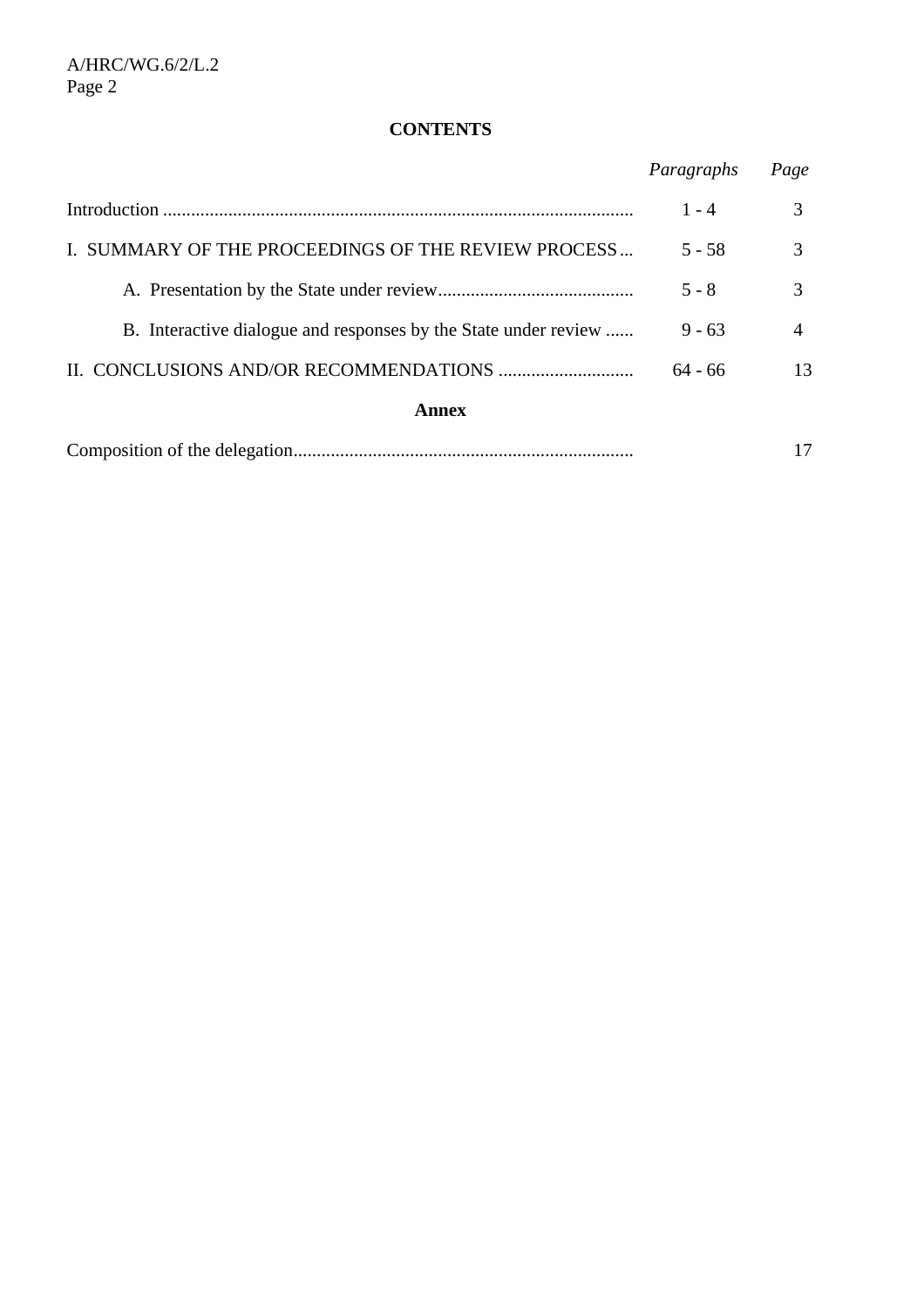## CONTENTS

| | *Paragraphs* | *Page* |
|---|---|---|
| Introduction | 1 - 4 | 3 |
| I. SUMMARY OF THE PROCEEDINGS OF THE REVIEW PROCESS | 5 - 58 | 3 |
| A. Presentation by the State under review | 5 - 8 | 3 |
| B. Interactive dialogue and responses by the State under review | 9 - 63 | 4 |
| II. CONCLUSIONS AND/OR RECOMMENDATIONS | 64 - 66 | 13 |

**Annex**

| | | |
|---|---|---|
| Composition of the delegation | | 17 |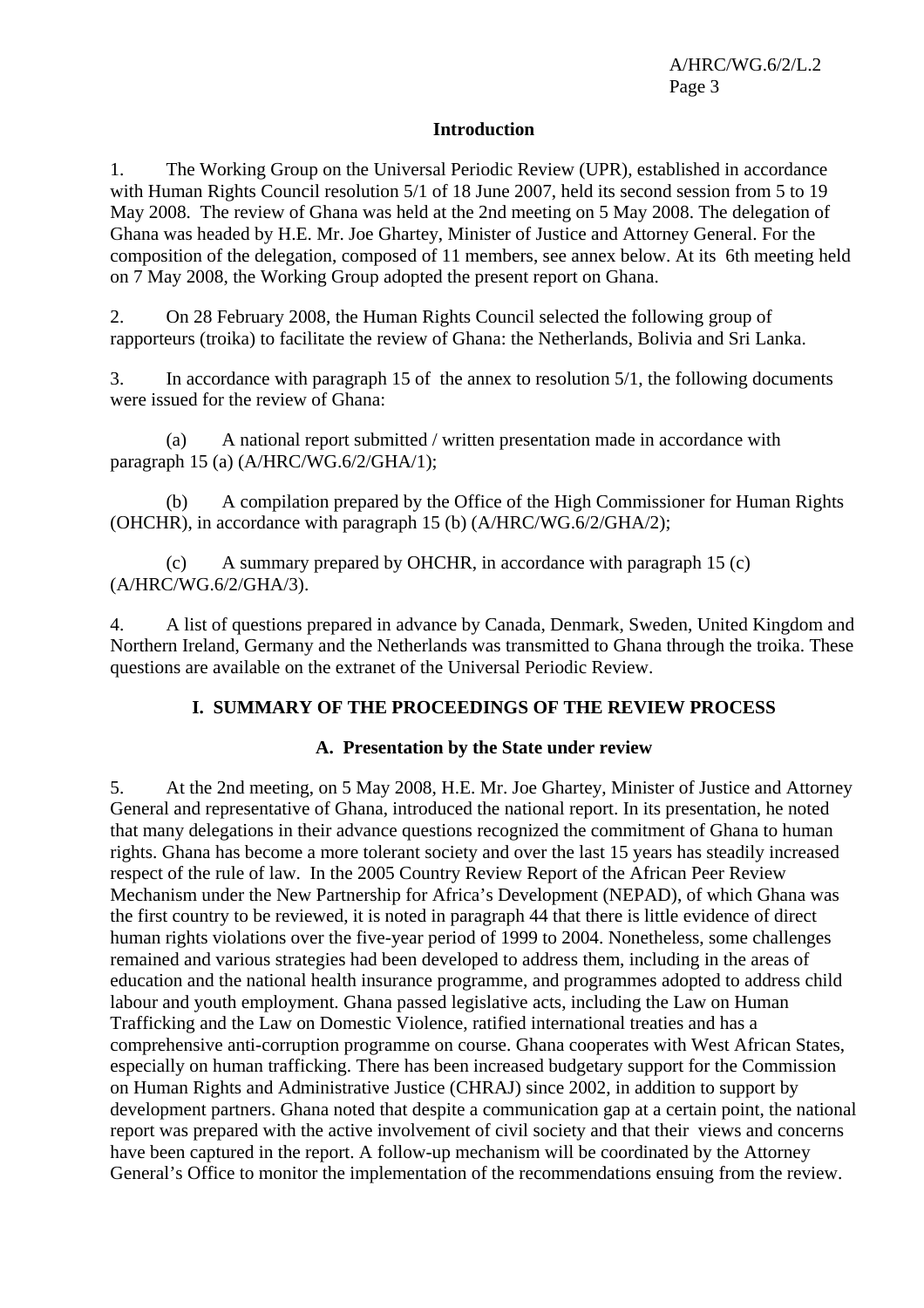## Introduction

1. The Working Group on the Universal Periodic Review (UPR), established in accordance with Human Rights Council resolution 5/1 of 18 June 2007, held its second session from 5 to 19 May 2008. The review of Ghana was held at the 2nd meeting on 5 May 2008. The delegation of Ghana was headed by H.E. Mr. Joe Ghartey, Minister of Justice and Attorney General. For the composition of the delegation, composed of 11 members, see annex below. At its 6th meeting held on 7 May 2008, the Working Group adopted the present report on Ghana.

2. On 28 February 2008, the Human Rights Council selected the following group of rapporteurs (troika) to facilitate the review of Ghana: the Netherlands, Bolivia and Sri Lanka.

3. In accordance with paragraph 15 of the annex to resolution 5/1, the following documents were issued for the review of Ghana:

(a) A national report submitted / written presentation made in accordance with paragraph 15 (a) (A/HRC/WG.6/2/GHA/1);

(b) A compilation prepared by the Office of the High Commissioner for Human Rights (OHCHR), in accordance with paragraph 15 (b) (A/HRC/WG.6/2/GHA/2);

(c) A summary prepared by OHCHR, in accordance with paragraph 15 (c) (A/HRC/WG.6/2/GHA/3).

4. A list of questions prepared in advance by Canada, Denmark, Sweden, United Kingdom and Northern Ireland, Germany and the Netherlands was transmitted to Ghana through the troika. These questions are available on the extranet of the Universal Periodic Review.

## I. SUMMARY OF THE PROCEEDINGS OF THE REVIEW PROCESS

### A. Presentation by the State under review

5. At the 2nd meeting, on 5 May 2008, H.E. Mr. Joe Ghartey, Minister of Justice and Attorney General and representative of Ghana, introduced the national report. In its presentation, he noted that many delegations in their advance questions recognized the commitment of Ghana to human rights. Ghana has become a more tolerant society and over the last 15 years has steadily increased respect of the rule of law. In the 2005 Country Review Report of the African Peer Review Mechanism under the New Partnership for Africa's Development (NEPAD), of which Ghana was the first country to be reviewed, it is noted in paragraph 44 that there is little evidence of direct human rights violations over the five-year period of 1999 to 2004. Nonetheless, some challenges remained and various strategies had been developed to address them, including in the areas of education and the national health insurance programme, and programmes adopted to address child labour and youth employment. Ghana passed legislative acts, including the Law on Human Trafficking and the Law on Domestic Violence, ratified international treaties and has a comprehensive anti-corruption programme on course. Ghana cooperates with West African States, especially on human trafficking. There has been increased budgetary support for the Commission on Human Rights and Administrative Justice (CHRAJ) since 2002, in addition to support by development partners. Ghana noted that despite a communication gap at a certain point, the national report was prepared with the active involvement of civil society and that their views and concerns have been captured in the report. A follow-up mechanism will be coordinated by the Attorney General's Office to monitor the implementation of the recommendations ensuing from the review.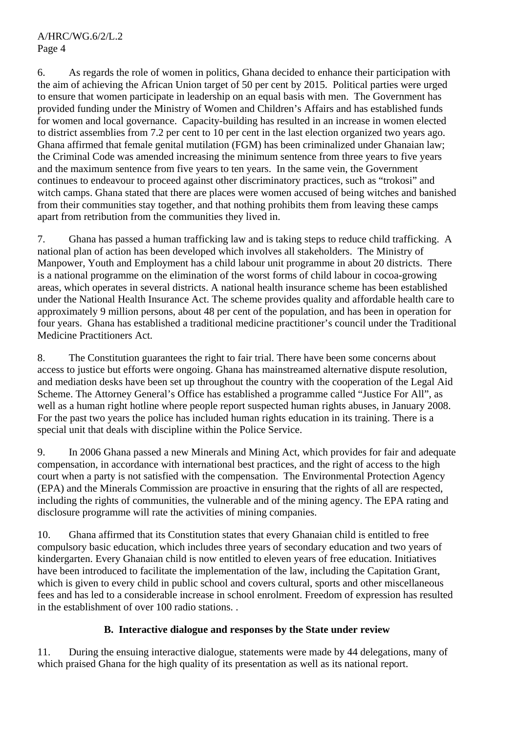6. As regards the role of women in politics, Ghana decided to enhance their participation with the aim of achieving the African Union target of 50 per cent by 2015. Political parties were urged to ensure that women participate in leadership on an equal basis with men. The Government has provided funding under the Ministry of Women and Children's Affairs and has established funds for women and local governance. Capacity-building has resulted in an increase in women elected to district assemblies from 7.2 per cent to 10 per cent in the last election organized two years ago. Ghana affirmed that female genital mutilation (FGM) has been criminalized under Ghanaian law; the Criminal Code was amended increasing the minimum sentence from three years to five years and the maximum sentence from five years to ten years. In the same vein, the Government continues to endeavour to proceed against other discriminatory practices, such as "trokosi" and witch camps. Ghana stated that there are places were women accused of being witches and banished from their communities stay together, and that nothing prohibits them from leaving these camps apart from retribution from the communities they lived in.

7. Ghana has passed a human trafficking law and is taking steps to reduce child trafficking. A national plan of action has been developed which involves all stakeholders. The Ministry of Manpower, Youth and Employment has a child labour unit programme in about 20 districts. There is a national programme on the elimination of the worst forms of child labour in cocoa-growing areas, which operates in several districts. A national health insurance scheme has been established under the National Health Insurance Act. The scheme provides quality and affordable health care to approximately 9 million persons, about 48 per cent of the population, and has been in operation for four years. Ghana has established a traditional medicine practitioner's council under the Traditional Medicine Practitioners Act.

8. The Constitution guarantees the right to fair trial. There have been some concerns about access to justice but efforts were ongoing. Ghana has mainstreamed alternative dispute resolution, and mediation desks have been set up throughout the country with the cooperation of the Legal Aid Scheme. The Attorney General's Office has established a programme called "Justice For All", as well as a human right hotline where people report suspected human rights abuses, in January 2008. For the past two years the police has included human rights education in its training. There is a special unit that deals with discipline within the Police Service.

9. In 2006 Ghana passed a new Minerals and Mining Act, which provides for fair and adequate compensation, in accordance with international best practices, and the right of access to the high court when a party is not satisfied with the compensation. The Environmental Protection Agency (EPA) and the Minerals Commission are proactive in ensuring that the rights of all are respected, including the rights of communities, the vulnerable and of the mining agency. The EPA rating and disclosure programme will rate the activities of mining companies.

10. Ghana affirmed that its Constitution states that every Ghanaian child is entitled to free compulsory basic education, which includes three years of secondary education and two years of kindergarten. Every Ghanaian child is now entitled to eleven years of free education. Initiatives have been introduced to facilitate the implementation of the law, including the Capitation Grant, which is given to every child in public school and covers cultural, sports and other miscellaneous fees and has led to a considerable increase in school enrolment. Freedom of expression has resulted in the establishment of over 100 radio stations. .

### B. Interactive dialogue and responses by the State under review

11. During the ensuing interactive dialogue, statements were made by 44 delegations, many of which praised Ghana for the high quality of its presentation as well as its national report.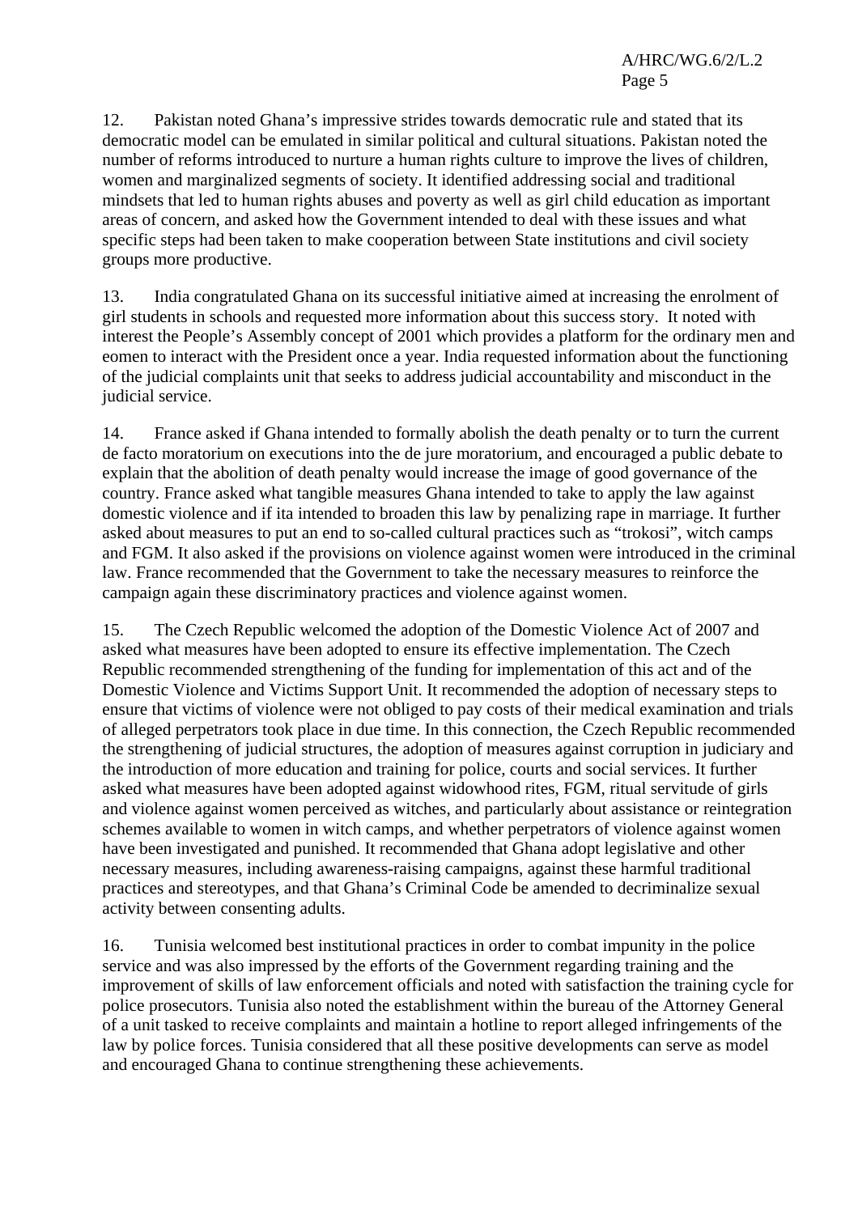12. Pakistan noted Ghana's impressive strides towards democratic rule and stated that its democratic model can be emulated in similar political and cultural situations. Pakistan noted the number of reforms introduced to nurture a human rights culture to improve the lives of children, women and marginalized segments of society. It identified addressing social and traditional mindsets that led to human rights abuses and poverty as well as girl child education as important areas of concern, and asked how the Government intended to deal with these issues and what specific steps had been taken to make cooperation between State institutions and civil society groups more productive.

13. India congratulated Ghana on its successful initiative aimed at increasing the enrolment of girl students in schools and requested more information about this success story. It noted with interest the People's Assembly concept of 2001 which provides a platform for the ordinary men and eomen to interact with the President once a year. India requested information about the functioning of the judicial complaints unit that seeks to address judicial accountability and misconduct in the judicial service.

14. France asked if Ghana intended to formally abolish the death penalty or to turn the current de facto moratorium on executions into the de jure moratorium, and encouraged a public debate to explain that the abolition of death penalty would increase the image of good governance of the country. France asked what tangible measures Ghana intended to take to apply the law against domestic violence and if ita intended to broaden this law by penalizing rape in marriage. It further asked about measures to put an end to so-called cultural practices such as "trokosi", witch camps and FGM. It also asked if the provisions on violence against women were introduced in the criminal law. France recommended that the Government to take the necessary measures to reinforce the campaign again these discriminatory practices and violence against women.

15. The Czech Republic welcomed the adoption of the Domestic Violence Act of 2007 and asked what measures have been adopted to ensure its effective implementation. The Czech Republic recommended strengthening of the funding for implementation of this act and of the Domestic Violence and Victims Support Unit. It recommended the adoption of necessary steps to ensure that victims of violence were not obliged to pay costs of their medical examination and trials of alleged perpetrators took place in due time. In this connection, the Czech Republic recommended the strengthening of judicial structures, the adoption of measures against corruption in judiciary and the introduction of more education and training for police, courts and social services. It further asked what measures have been adopted against widowhood rites, FGM, ritual servitude of girls and violence against women perceived as witches, and particularly about assistance or reintegration schemes available to women in witch camps, and whether perpetrators of violence against women have been investigated and punished. It recommended that Ghana adopt legislative and other necessary measures, including awareness-raising campaigns, against these harmful traditional practices and stereotypes, and that Ghana's Criminal Code be amended to decriminalize sexual activity between consenting adults.

16. Tunisia welcomed best institutional practices in order to combat impunity in the police service and was also impressed by the efforts of the Government regarding training and the improvement of skills of law enforcement officials and noted with satisfaction the training cycle for police prosecutors. Tunisia also noted the establishment within the bureau of the Attorney General of a unit tasked to receive complaints and maintain a hotline to report alleged infringements of the law by police forces. Tunisia considered that all these positive developments can serve as model and encouraged Ghana to continue strengthening these achievements.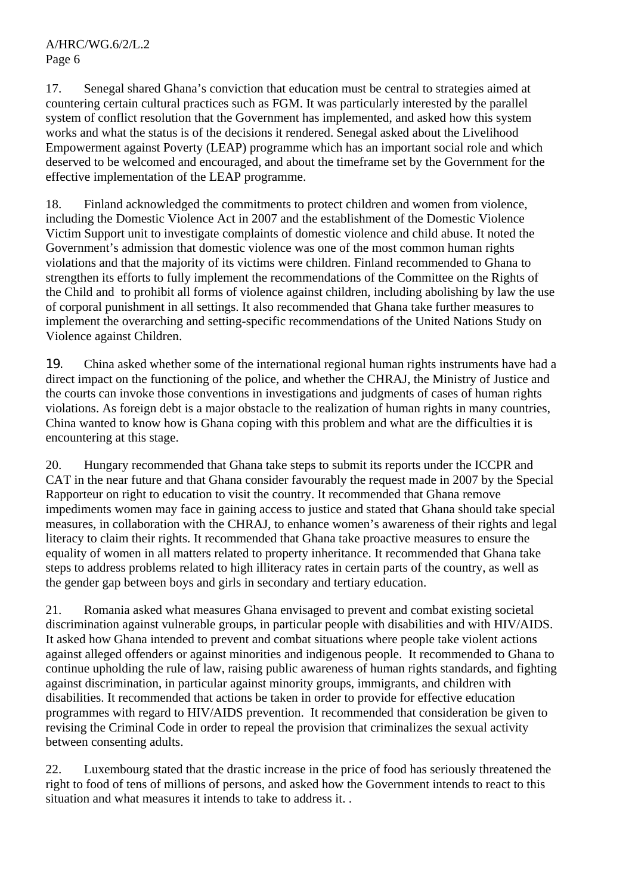17. Senegal shared Ghana's conviction that education must be central to strategies aimed at countering certain cultural practices such as FGM. It was particularly interested by the parallel system of conflict resolution that the Government has implemented, and asked how this system works and what the status is of the decisions it rendered. Senegal asked about the Livelihood Empowerment against Poverty (LEAP) programme which has an important social role and which deserved to be welcomed and encouraged, and about the timeframe set by the Government for the effective implementation of the LEAP programme.

18. Finland acknowledged the commitments to protect children and women from violence, including the Domestic Violence Act in 2007 and the establishment of the Domestic Violence Victim Support unit to investigate complaints of domestic violence and child abuse. It noted the Government's admission that domestic violence was one of the most common human rights violations and that the majority of its victims were children. Finland recommended to Ghana to strengthen its efforts to fully implement the recommendations of the Committee on the Rights of the Child and to prohibit all forms of violence against children, including abolishing by law the use of corporal punishment in all settings. It also recommended that Ghana take further measures to implement the overarching and setting-specific recommendations of the United Nations Study on Violence against Children.

19. China asked whether some of the international regional human rights instruments have had a direct impact on the functioning of the police, and whether the CHRAJ, the Ministry of Justice and the courts can invoke those conventions in investigations and judgments of cases of human rights violations. As foreign debt is a major obstacle to the realization of human rights in many countries, China wanted to know how is Ghana coping with this problem and what are the difficulties it is encountering at this stage.

20. Hungary recommended that Ghana take steps to submit its reports under the ICCPR and CAT in the near future and that Ghana consider favourably the request made in 2007 by the Special Rapporteur on right to education to visit the country. It recommended that Ghana remove impediments women may face in gaining access to justice and stated that Ghana should take special measures, in collaboration with the CHRAJ, to enhance women's awareness of their rights and legal literacy to claim their rights. It recommended that Ghana take proactive measures to ensure the equality of women in all matters related to property inheritance. It recommended that Ghana take steps to address problems related to high illiteracy rates in certain parts of the country, as well as the gender gap between boys and girls in secondary and tertiary education.

21. Romania asked what measures Ghana envisaged to prevent and combat existing societal discrimination against vulnerable groups, in particular people with disabilities and with HIV/AIDS. It asked how Ghana intended to prevent and combat situations where people take violent actions against alleged offenders or against minorities and indigenous people. It recommended to Ghana to continue upholding the rule of law, raising public awareness of human rights standards, and fighting against discrimination, in particular against minority groups, immigrants, and children with disabilities. It recommended that actions be taken in order to provide for effective education programmes with regard to HIV/AIDS prevention. It recommended that consideration be given to revising the Criminal Code in order to repeal the provision that criminalizes the sexual activity between consenting adults.

22. Luxembourg stated that the drastic increase in the price of food has seriously threatened the right to food of tens of millions of persons, and asked how the Government intends to react to this situation and what measures it intends to take to address it. .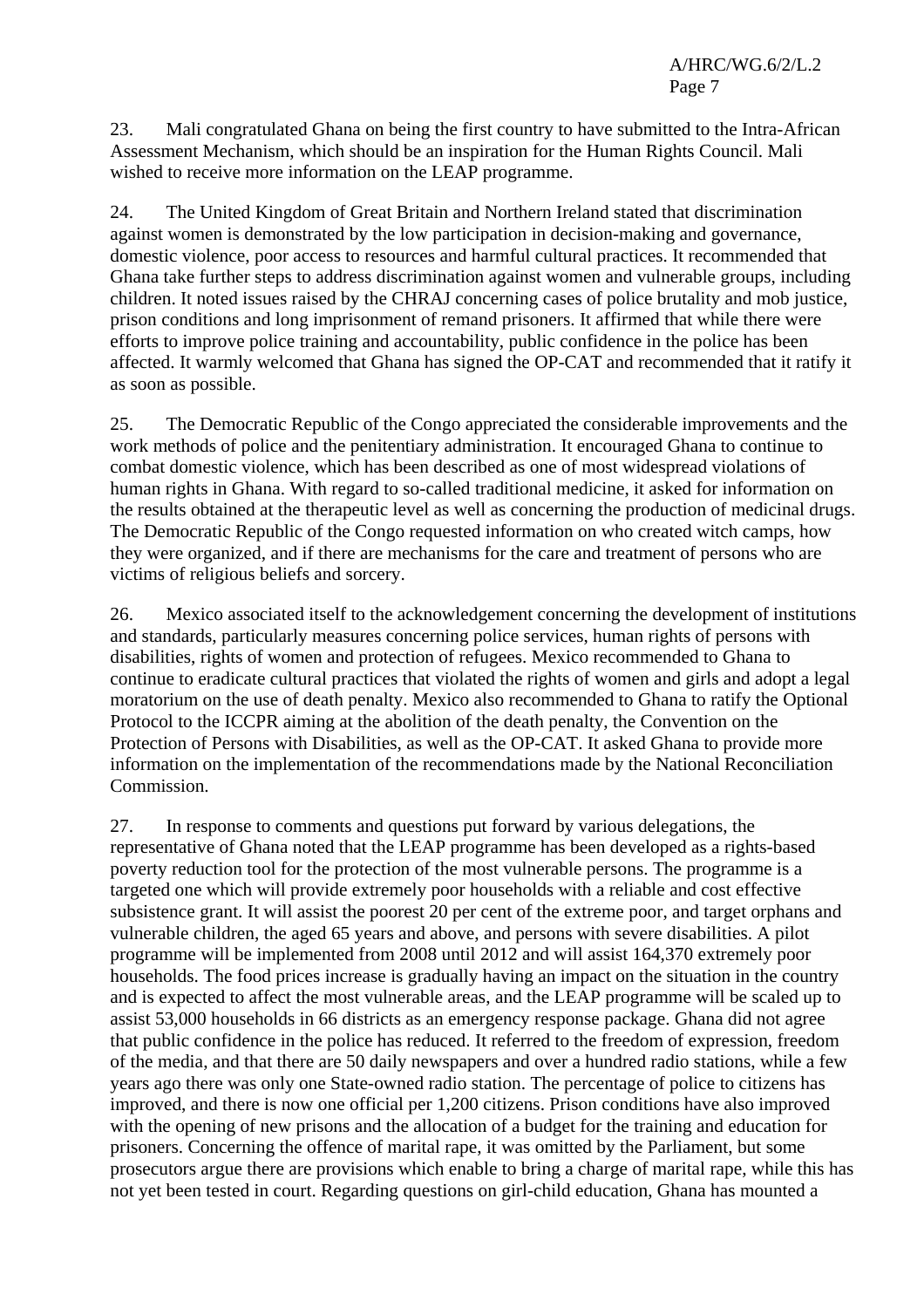23. Mali congratulated Ghana on being the first country to have submitted to the Intra-African Assessment Mechanism, which should be an inspiration for the Human Rights Council. Mali wished to receive more information on the LEAP programme.

24. The United Kingdom of Great Britain and Northern Ireland stated that discrimination against women is demonstrated by the low participation in decision-making and governance, domestic violence, poor access to resources and harmful cultural practices. It recommended that Ghana take further steps to address discrimination against women and vulnerable groups, including children. It noted issues raised by the CHRAJ concerning cases of police brutality and mob justice, prison conditions and long imprisonment of remand prisoners. It affirmed that while there were efforts to improve police training and accountability, public confidence in the police has been affected. It warmly welcomed that Ghana has signed the OP-CAT and recommended that it ratify it as soon as possible.

25. The Democratic Republic of the Congo appreciated the considerable improvements and the work methods of police and the penitentiary administration. It encouraged Ghana to continue to combat domestic violence, which has been described as one of most widespread violations of human rights in Ghana. With regard to so-called traditional medicine, it asked for information on the results obtained at the therapeutic level as well as concerning the production of medicinal drugs. The Democratic Republic of the Congo requested information on who created witch camps, how they were organized, and if there are mechanisms for the care and treatment of persons who are victims of religious beliefs and sorcery.

26. Mexico associated itself to the acknowledgement concerning the development of institutions and standards, particularly measures concerning police services, human rights of persons with disabilities, rights of women and protection of refugees. Mexico recommended to Ghana to continue to eradicate cultural practices that violated the rights of women and girls and adopt a legal moratorium on the use of death penalty. Mexico also recommended to Ghana to ratify the Optional Protocol to the ICCPR aiming at the abolition of the death penalty, the Convention on the Protection of Persons with Disabilities, as well as the OP-CAT. It asked Ghana to provide more information on the implementation of the recommendations made by the National Reconciliation Commission.

27. In response to comments and questions put forward by various delegations, the representative of Ghana noted that the LEAP programme has been developed as a rights-based poverty reduction tool for the protection of the most vulnerable persons. The programme is a targeted one which will provide extremely poor households with a reliable and cost effective subsistence grant. It will assist the poorest 20 per cent of the extreme poor, and target orphans and vulnerable children, the aged 65 years and above, and persons with severe disabilities. A pilot programme will be implemented from 2008 until 2012 and will assist 164,370 extremely poor households. The food prices increase is gradually having an impact on the situation in the country and is expected to affect the most vulnerable areas, and the LEAP programme will be scaled up to assist 53,000 households in 66 districts as an emergency response package. Ghana did not agree that public confidence in the police has reduced. It referred to the freedom of expression, freedom of the media, and that there are 50 daily newspapers and over a hundred radio stations, while a few years ago there was only one State-owned radio station. The percentage of police to citizens has improved, and there is now one official per 1,200 citizens. Prison conditions have also improved with the opening of new prisons and the allocation of a budget for the training and education for prisoners. Concerning the offence of marital rape, it was omitted by the Parliament, but some prosecutors argue there are provisions which enable to bring a charge of marital rape, while this has not yet been tested in court. Regarding questions on girl-child education, Ghana has mounted a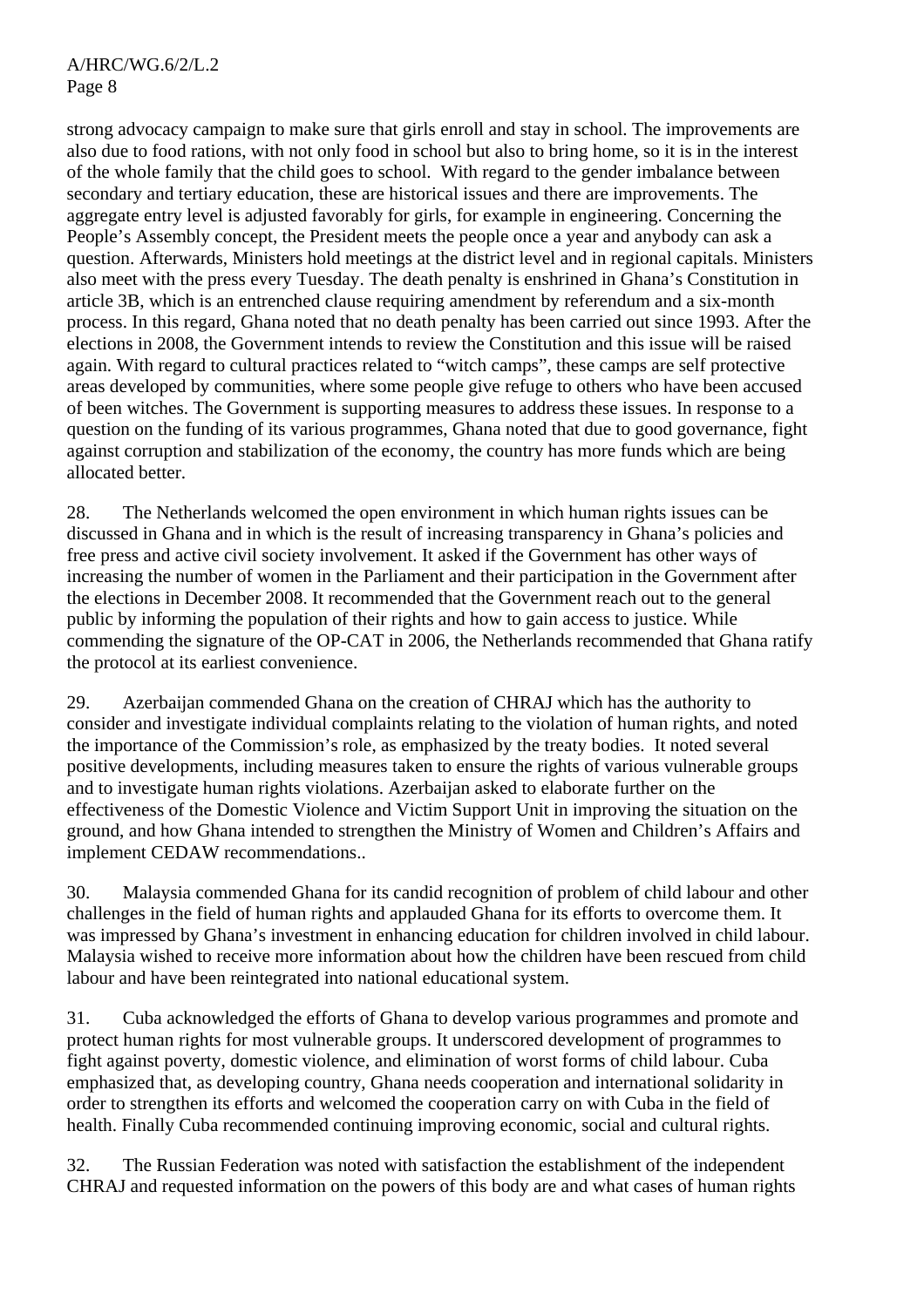strong advocacy campaign to make sure that girls enroll and stay in school. The improvements are also due to food rations, with not only food in school but also to bring home, so it is in the interest of the whole family that the child goes to school. With regard to the gender imbalance between secondary and tertiary education, these are historical issues and there are improvements. The aggregate entry level is adjusted favorably for girls, for example in engineering. Concerning the People's Assembly concept, the President meets the people once a year and anybody can ask a question. Afterwards, Ministers hold meetings at the district level and in regional capitals. Ministers also meet with the press every Tuesday. The death penalty is enshrined in Ghana's Constitution in article 3B, which is an entrenched clause requiring amendment by referendum and a six-month process. In this regard, Ghana noted that no death penalty has been carried out since 1993. After the elections in 2008, the Government intends to review the Constitution and this issue will be raised again. With regard to cultural practices related to "witch camps", these camps are self protective areas developed by communities, where some people give refuge to others who have been accused of been witches. The Government is supporting measures to address these issues. In response to a question on the funding of its various programmes, Ghana noted that due to good governance, fight against corruption and stabilization of the economy, the country has more funds which are being allocated better.

28. The Netherlands welcomed the open environment in which human rights issues can be discussed in Ghana and in which is the result of increasing transparency in Ghana's policies and free press and active civil society involvement. It asked if the Government has other ways of increasing the number of women in the Parliament and their participation in the Government after the elections in December 2008. It recommended that the Government reach out to the general public by informing the population of their rights and how to gain access to justice. While commending the signature of the OP-CAT in 2006, the Netherlands recommended that Ghana ratify the protocol at its earliest convenience.

29. Azerbaijan commended Ghana on the creation of CHRAJ which has the authority to consider and investigate individual complaints relating to the violation of human rights, and noted the importance of the Commission's role, as emphasized by the treaty bodies. It noted several positive developments, including measures taken to ensure the rights of various vulnerable groups and to investigate human rights violations. Azerbaijan asked to elaborate further on the effectiveness of the Domestic Violence and Victim Support Unit in improving the situation on the ground, and how Ghana intended to strengthen the Ministry of Women and Children's Affairs and implement CEDAW recommendations..

30. Malaysia commended Ghana for its candid recognition of problem of child labour and other challenges in the field of human rights and applauded Ghana for its efforts to overcome them. It was impressed by Ghana's investment in enhancing education for children involved in child labour. Malaysia wished to receive more information about how the children have been rescued from child labour and have been reintegrated into national educational system.

31. Cuba acknowledged the efforts of Ghana to develop various programmes and promote and protect human rights for most vulnerable groups. It underscored development of programmes to fight against poverty, domestic violence, and elimination of worst forms of child labour. Cuba emphasized that, as developing country, Ghana needs cooperation and international solidarity in order to strengthen its efforts and welcomed the cooperation carry on with Cuba in the field of health. Finally Cuba recommended continuing improving economic, social and cultural rights.

32. The Russian Federation was noted with satisfaction the establishment of the independent CHRAJ and requested information on the powers of this body are and what cases of human rights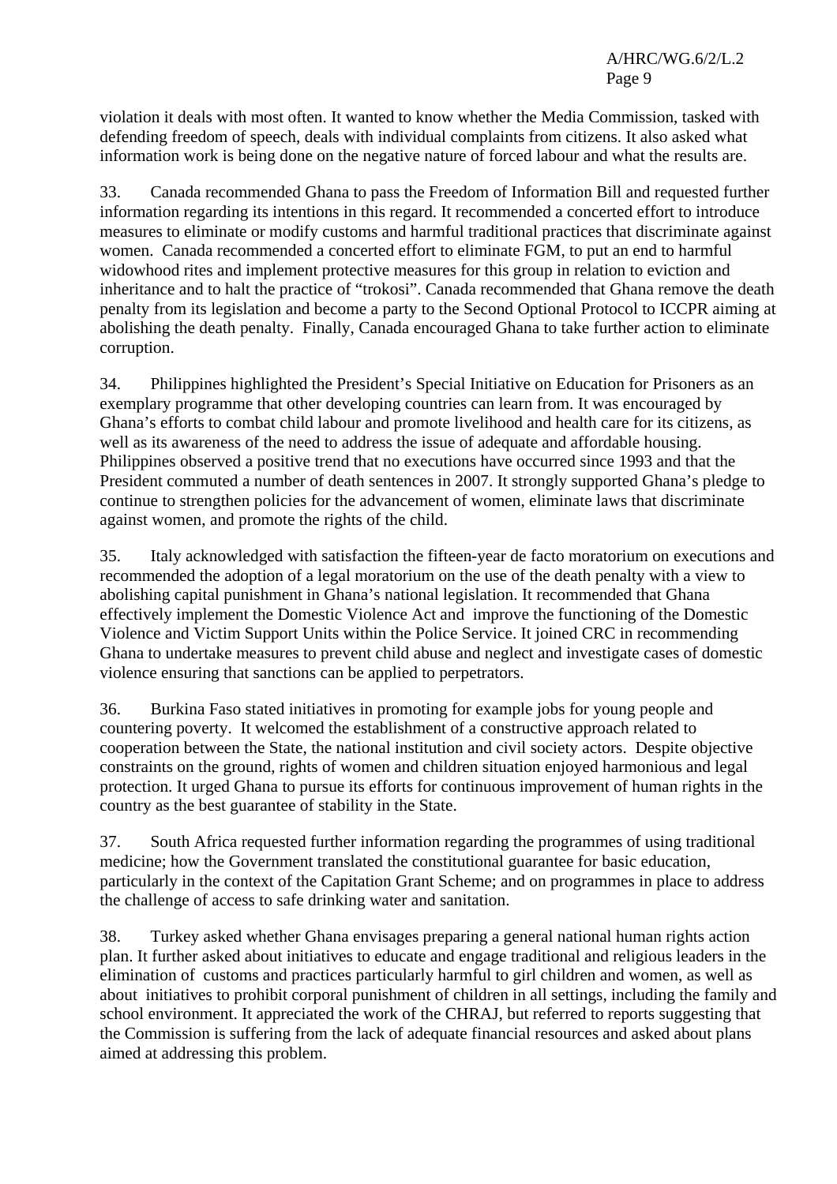violation it deals with most often. It wanted to know whether the Media Commission, tasked with defending freedom of speech, deals with individual complaints from citizens. It also asked what information work is being done on the negative nature of forced labour and what the results are.

33. Canada recommended Ghana to pass the Freedom of Information Bill and requested further information regarding its intentions in this regard. It recommended a concerted effort to introduce measures to eliminate or modify customs and harmful traditional practices that discriminate against women. Canada recommended a concerted effort to eliminate FGM, to put an end to harmful widowhood rites and implement protective measures for this group in relation to eviction and inheritance and to halt the practice of "trokosi". Canada recommended that Ghana remove the death penalty from its legislation and become a party to the Second Optional Protocol to ICCPR aiming at abolishing the death penalty. Finally, Canada encouraged Ghana to take further action to eliminate corruption.

34. Philippines highlighted the President's Special Initiative on Education for Prisoners as an exemplary programme that other developing countries can learn from. It was encouraged by Ghana's efforts to combat child labour and promote livelihood and health care for its citizens, as well as its awareness of the need to address the issue of adequate and affordable housing. Philippines observed a positive trend that no executions have occurred since 1993 and that the President commuted a number of death sentences in 2007. It strongly supported Ghana's pledge to continue to strengthen policies for the advancement of women, eliminate laws that discriminate against women, and promote the rights of the child.

35. Italy acknowledged with satisfaction the fifteen-year de facto moratorium on executions and recommended the adoption of a legal moratorium on the use of the death penalty with a view to abolishing capital punishment in Ghana's national legislation. It recommended that Ghana effectively implement the Domestic Violence Act and improve the functioning of the Domestic Violence and Victim Support Units within the Police Service. It joined CRC in recommending Ghana to undertake measures to prevent child abuse and neglect and investigate cases of domestic violence ensuring that sanctions can be applied to perpetrators.

36. Burkina Faso stated initiatives in promoting for example jobs for young people and countering poverty. It welcomed the establishment of a constructive approach related to cooperation between the State, the national institution and civil society actors. Despite objective constraints on the ground, rights of women and children situation enjoyed harmonious and legal protection. It urged Ghana to pursue its efforts for continuous improvement of human rights in the country as the best guarantee of stability in the State.

37. South Africa requested further information regarding the programmes of using traditional medicine; how the Government translated the constitutional guarantee for basic education, particularly in the context of the Capitation Grant Scheme; and on programmes in place to address the challenge of access to safe drinking water and sanitation.

38. Turkey asked whether Ghana envisages preparing a general national human rights action plan. It further asked about initiatives to educate and engage traditional and religious leaders in the elimination of customs and practices particularly harmful to girl children and women, as well as about initiatives to prohibit corporal punishment of children in all settings, including the family and school environment. It appreciated the work of the CHRAJ, but referred to reports suggesting that the Commission is suffering from the lack of adequate financial resources and asked about plans aimed at addressing this problem.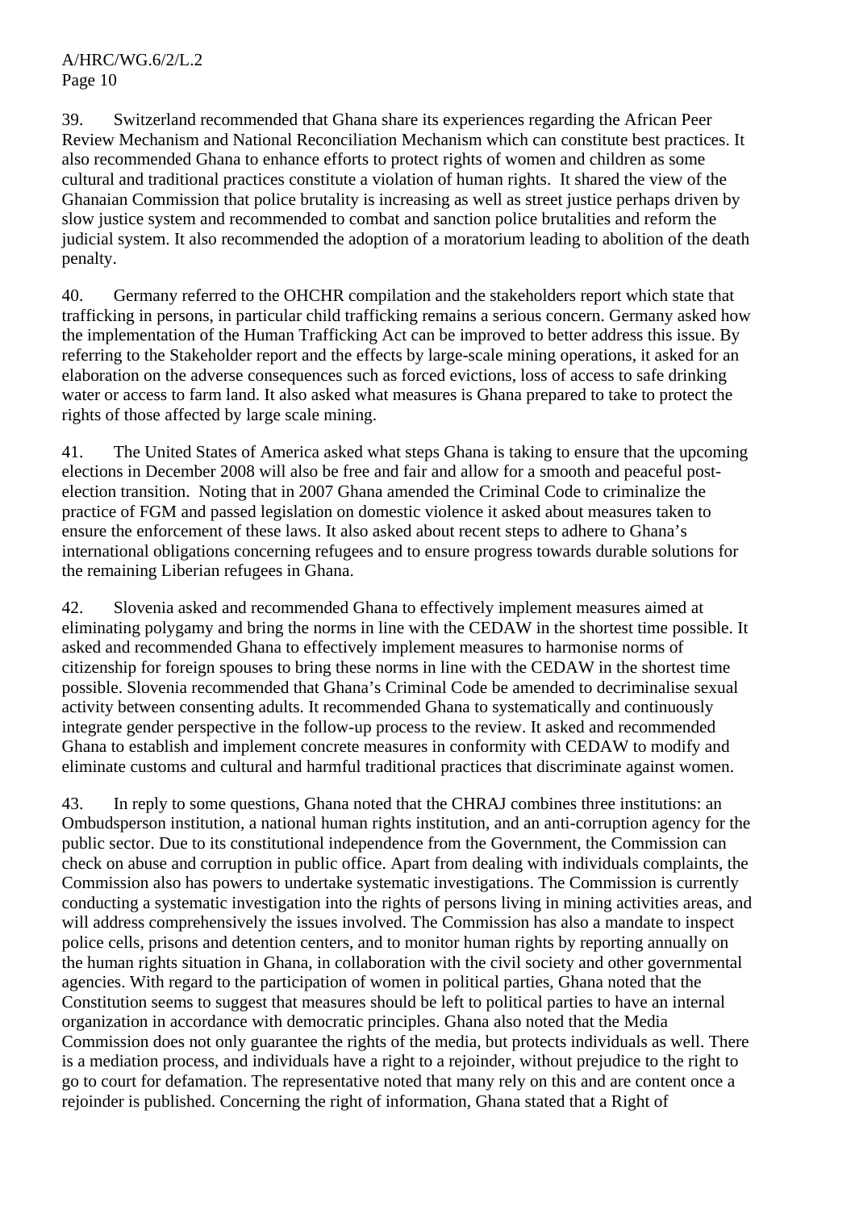39. Switzerland recommended that Ghana share its experiences regarding the African Peer Review Mechanism and National Reconciliation Mechanism which can constitute best practices. It also recommended Ghana to enhance efforts to protect rights of women and children as some cultural and traditional practices constitute a violation of human rights. It shared the view of the Ghanaian Commission that police brutality is increasing as well as street justice perhaps driven by slow justice system and recommended to combat and sanction police brutalities and reform the judicial system. It also recommended the adoption of a moratorium leading to abolition of the death penalty.

40. Germany referred to the OHCHR compilation and the stakeholders report which state that trafficking in persons, in particular child trafficking remains a serious concern. Germany asked how the implementation of the Human Trafficking Act can be improved to better address this issue. By referring to the Stakeholder report and the effects by large-scale mining operations, it asked for an elaboration on the adverse consequences such as forced evictions, loss of access to safe drinking water or access to farm land. It also asked what measures is Ghana prepared to take to protect the rights of those affected by large scale mining.

41. The United States of America asked what steps Ghana is taking to ensure that the upcoming elections in December 2008 will also be free and fair and allow for a smooth and peaceful post-election transition. Noting that in 2007 Ghana amended the Criminal Code to criminalize the practice of FGM and passed legislation on domestic violence it asked about measures taken to ensure the enforcement of these laws. It also asked about recent steps to adhere to Ghana's international obligations concerning refugees and to ensure progress towards durable solutions for the remaining Liberian refugees in Ghana.

42. Slovenia asked and recommended Ghana to effectively implement measures aimed at eliminating polygamy and bring the norms in line with the CEDAW in the shortest time possible. It asked and recommended Ghana to effectively implement measures to harmonise norms of citizenship for foreign spouses to bring these norms in line with the CEDAW in the shortest time possible. Slovenia recommended that Ghana's Criminal Code be amended to decriminalise sexual activity between consenting adults. It recommended Ghana to systematically and continuously integrate gender perspective in the follow-up process to the review. It asked and recommended Ghana to establish and implement concrete measures in conformity with CEDAW to modify and eliminate customs and cultural and harmful traditional practices that discriminate against women.

43. In reply to some questions, Ghana noted that the CHRAJ combines three institutions: an Ombudsperson institution, a national human rights institution, and an anti-corruption agency for the public sector. Due to its constitutional independence from the Government, the Commission can check on abuse and corruption in public office. Apart from dealing with individuals complaints, the Commission also has powers to undertake systematic investigations. The Commission is currently conducting a systematic investigation into the rights of persons living in mining activities areas, and will address comprehensively the issues involved. The Commission has also a mandate to inspect police cells, prisons and detention centers, and to monitor human rights by reporting annually on the human rights situation in Ghana, in collaboration with the civil society and other governmental agencies. With regard to the participation of women in political parties, Ghana noted that the Constitution seems to suggest that measures should be left to political parties to have an internal organization in accordance with democratic principles. Ghana also noted that the Media Commission does not only guarantee the rights of the media, but protects individuals as well. There is a mediation process, and individuals have a right to a rejoinder, without prejudice to the right to go to court for defamation. The representative noted that many rely on this and are content once a rejoinder is published. Concerning the right of information, Ghana stated that a Right of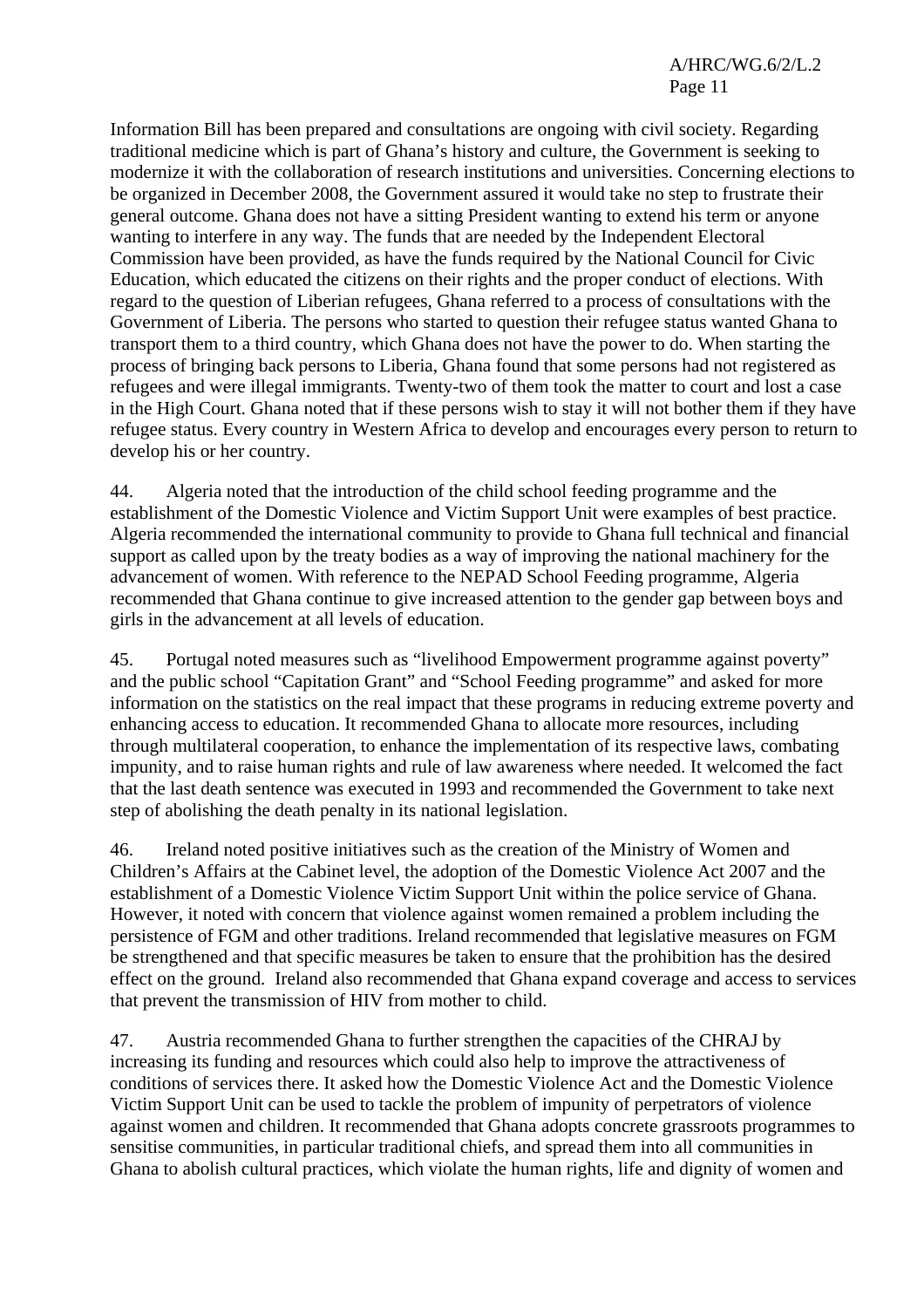Information Bill has been prepared and consultations are ongoing with civil society. Regarding traditional medicine which is part of Ghana's history and culture, the Government is seeking to modernize it with the collaboration of research institutions and universities. Concerning elections to be organized in December 2008, the Government assured it would take no step to frustrate their general outcome. Ghana does not have a sitting President wanting to extend his term or anyone wanting to interfere in any way. The funds that are needed by the Independent Electoral Commission have been provided, as have the funds required by the National Council for Civic Education, which educated the citizens on their rights and the proper conduct of elections. With regard to the question of Liberian refugees, Ghana referred to a process of consultations with the Government of Liberia. The persons who started to question their refugee status wanted Ghana to transport them to a third country, which Ghana does not have the power to do. When starting the process of bringing back persons to Liberia, Ghana found that some persons had not registered as refugees and were illegal immigrants. Twenty-two of them took the matter to court and lost a case in the High Court. Ghana noted that if these persons wish to stay it will not bother them if they have refugee status. Every country in Western Africa to develop and encourages every person to return to develop his or her country.

44. Algeria noted that the introduction of the child school feeding programme and the establishment of the Domestic Violence and Victim Support Unit were examples of best practice. Algeria recommended the international community to provide to Ghana full technical and financial support as called upon by the treaty bodies as a way of improving the national machinery for the advancement of women. With reference to the NEPAD School Feeding programme, Algeria recommended that Ghana continue to give increased attention to the gender gap between boys and girls in the advancement at all levels of education.

45. Portugal noted measures such as "livelihood Empowerment programme against poverty" and the public school "Capitation Grant" and "School Feeding programme" and asked for more information on the statistics on the real impact that these programs in reducing extreme poverty and enhancing access to education. It recommended Ghana to allocate more resources, including through multilateral cooperation, to enhance the implementation of its respective laws, combating impunity, and to raise human rights and rule of law awareness where needed. It welcomed the fact that the last death sentence was executed in 1993 and recommended the Government to take next step of abolishing the death penalty in its national legislation.

46. Ireland noted positive initiatives such as the creation of the Ministry of Women and Children's Affairs at the Cabinet level, the adoption of the Domestic Violence Act 2007 and the establishment of a Domestic Violence Victim Support Unit within the police service of Ghana. However, it noted with concern that violence against women remained a problem including the persistence of FGM and other traditions. Ireland recommended that legislative measures on FGM be strengthened and that specific measures be taken to ensure that the prohibition has the desired effect on the ground. Ireland also recommended that Ghana expand coverage and access to services that prevent the transmission of HIV from mother to child.

47. Austria recommended Ghana to further strengthen the capacities of the CHRAJ by increasing its funding and resources which could also help to improve the attractiveness of conditions of services there. It asked how the Domestic Violence Act and the Domestic Violence Victim Support Unit can be used to tackle the problem of impunity of perpetrators of violence against women and children. It recommended that Ghana adopts concrete grassroots programmes to sensitise communities, in particular traditional chiefs, and spread them into all communities in Ghana to abolish cultural practices, which violate the human rights, life and dignity of women and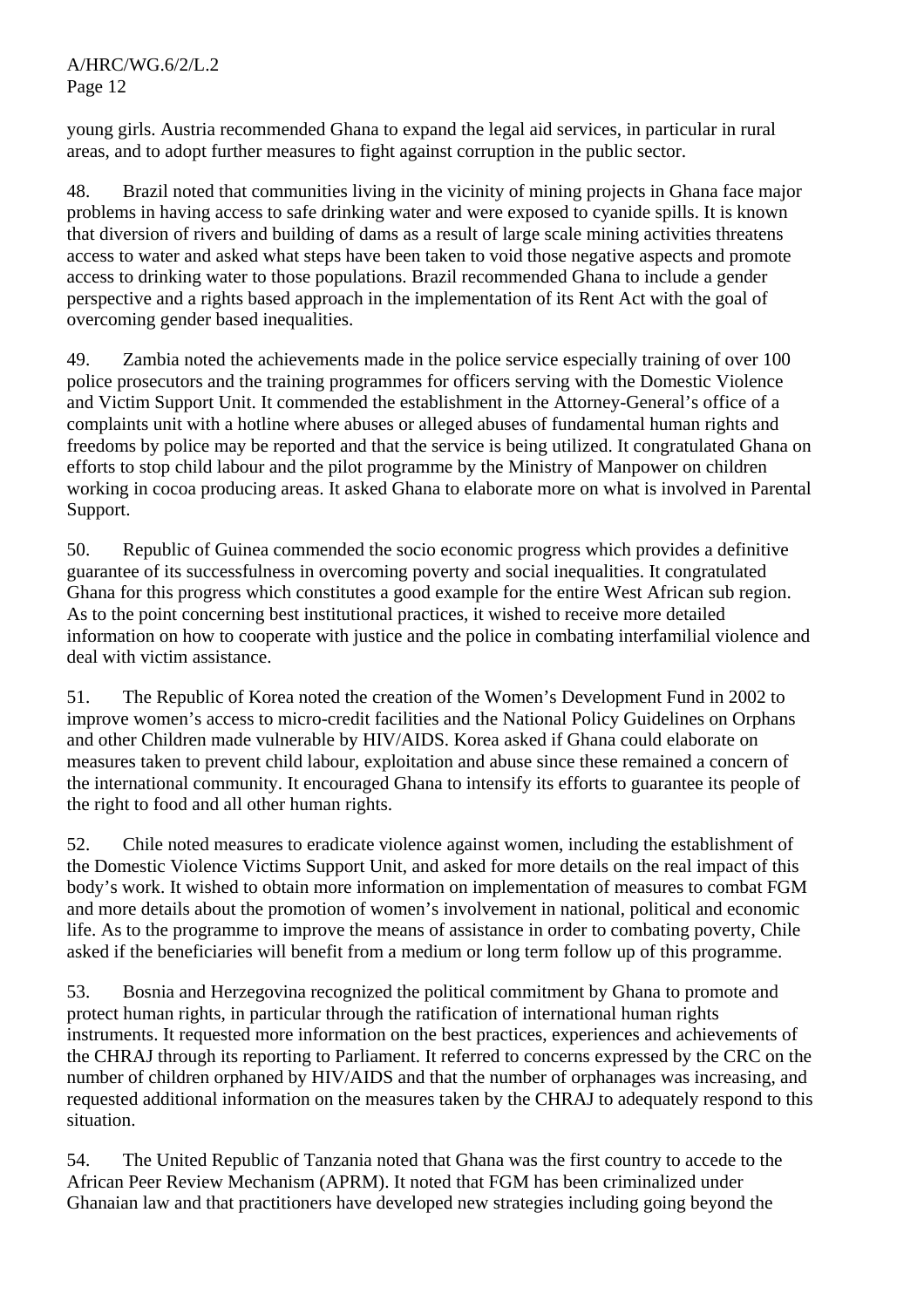young girls. Austria recommended Ghana to expand the legal aid services, in particular in rural areas, and to adopt further measures to fight against corruption in the public sector.

48. Brazil noted that communities living in the vicinity of mining projects in Ghana face major problems in having access to safe drinking water and were exposed to cyanide spills. It is known that diversion of rivers and building of dams as a result of large scale mining activities threatens access to water and asked what steps have been taken to void those negative aspects and promote access to drinking water to those populations. Brazil recommended Ghana to include a gender perspective and a rights based approach in the implementation of its Rent Act with the goal of overcoming gender based inequalities.

49. Zambia noted the achievements made in the police service especially training of over 100 police prosecutors and the training programmes for officers serving with the Domestic Violence and Victim Support Unit. It commended the establishment in the Attorney-General's office of a complaints unit with a hotline where abuses or alleged abuses of fundamental human rights and freedoms by police may be reported and that the service is being utilized. It congratulated Ghana on efforts to stop child labour and the pilot programme by the Ministry of Manpower on children working in cocoa producing areas. It asked Ghana to elaborate more on what is involved in Parental Support.

50. Republic of Guinea commended the socio economic progress which provides a definitive guarantee of its successfulness in overcoming poverty and social inequalities. It congratulated Ghana for this progress which constitutes a good example for the entire West African sub region. As to the point concerning best institutional practices, it wished to receive more detailed information on how to cooperate with justice and the police in combating interfamilial violence and deal with victim assistance.

51. The Republic of Korea noted the creation of the Women's Development Fund in 2002 to improve women's access to micro-credit facilities and the National Policy Guidelines on Orphans and other Children made vulnerable by HIV/AIDS. Korea asked if Ghana could elaborate on measures taken to prevent child labour, exploitation and abuse since these remained a concern of the international community. It encouraged Ghana to intensify its efforts to guarantee its people of the right to food and all other human rights.

52. Chile noted measures to eradicate violence against women, including the establishment of the Domestic Violence Victims Support Unit, and asked for more details on the real impact of this body's work. It wished to obtain more information on implementation of measures to combat FGM and more details about the promotion of women's involvement in national, political and economic life. As to the programme to improve the means of assistance in order to combating poverty, Chile asked if the beneficiaries will benefit from a medium or long term follow up of this programme.

53. Bosnia and Herzegovina recognized the political commitment by Ghana to promote and protect human rights, in particular through the ratification of international human rights instruments. It requested more information on the best practices, experiences and achievements of the CHRAJ through its reporting to Parliament. It referred to concerns expressed by the CRC on the number of children orphaned by HIV/AIDS and that the number of orphanages was increasing, and requested additional information on the measures taken by the CHRAJ to adequately respond to this situation.

54. The United Republic of Tanzania noted that Ghana was the first country to accede to the African Peer Review Mechanism (APRM). It noted that FGM has been criminalized under Ghanaian law and that practitioners have developed new strategies including going beyond the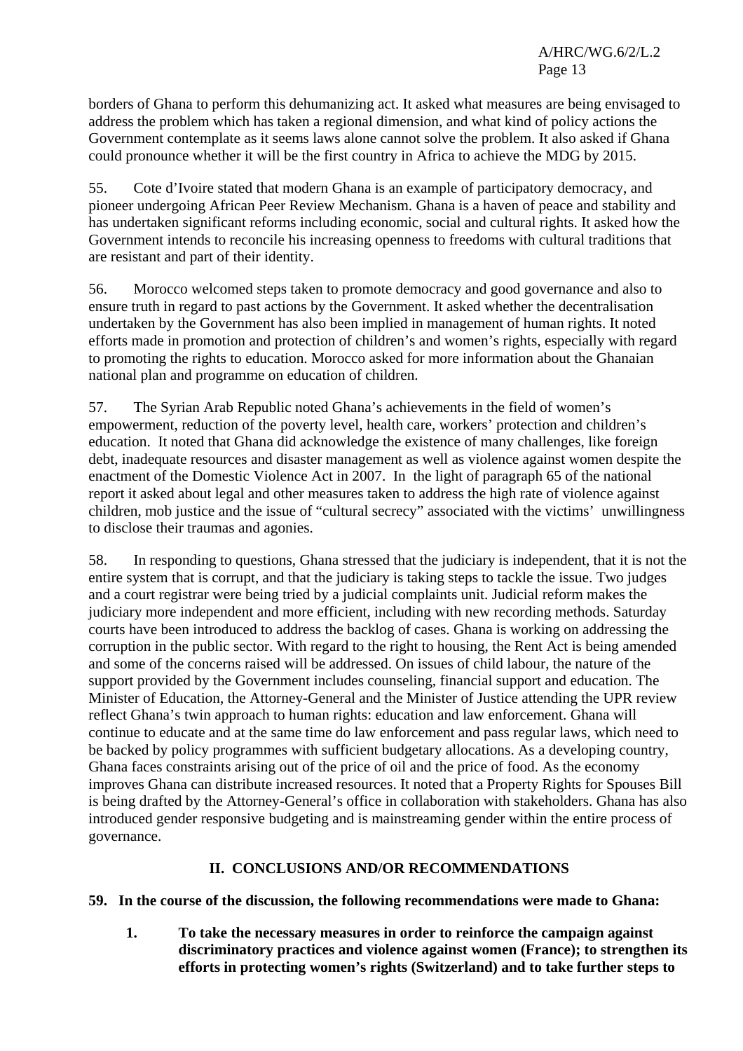borders of Ghana to perform this dehumanizing act. It asked what measures are being envisaged to address the problem which has taken a regional dimension, and what kind of policy actions the Government contemplate as it seems laws alone cannot solve the problem. It also asked if Ghana could pronounce whether it will be the first country in Africa to achieve the MDG by 2015.

55. Cote d'Ivoire stated that modern Ghana is an example of participatory democracy, and pioneer undergoing African Peer Review Mechanism. Ghana is a haven of peace and stability and has undertaken significant reforms including economic, social and cultural rights. It asked how the Government intends to reconcile his increasing openness to freedoms with cultural traditions that are resistant and part of their identity.

56. Morocco welcomed steps taken to promote democracy and good governance and also to ensure truth in regard to past actions by the Government. It asked whether the decentralisation undertaken by the Government has also been implied in management of human rights. It noted efforts made in promotion and protection of children's and women's rights, especially with regard to promoting the rights to education. Morocco asked for more information about the Ghanaian national plan and programme on education of children.

57. The Syrian Arab Republic noted Ghana's achievements in the field of women's empowerment, reduction of the poverty level, health care, workers' protection and children's education. It noted that Ghana did acknowledge the existence of many challenges, like foreign debt, inadequate resources and disaster management as well as violence against women despite the enactment of the Domestic Violence Act in 2007. In the light of paragraph 65 of the national report it asked about legal and other measures taken to address the high rate of violence against children, mob justice and the issue of "cultural secrecy" associated with the victims' unwillingness to disclose their traumas and agonies.

58. In responding to questions, Ghana stressed that the judiciary is independent, that it is not the entire system that is corrupt, and that the judiciary is taking steps to tackle the issue. Two judges and a court registrar were being tried by a judicial complaints unit. Judicial reform makes the judiciary more independent and more efficient, including with new recording methods. Saturday courts have been introduced to address the backlog of cases. Ghana is working on addressing the corruption in the public sector. With regard to the right to housing, the Rent Act is being amended and some of the concerns raised will be addressed. On issues of child labour, the nature of the support provided by the Government includes counseling, financial support and education. The Minister of Education, the Attorney-General and the Minister of Justice attending the UPR review reflect Ghana's twin approach to human rights: education and law enforcement. Ghana will continue to educate and at the same time do law enforcement and pass regular laws, which need to be backed by policy programmes with sufficient budgetary allocations. As a developing country, Ghana faces constraints arising out of the price of oil and the price of food. As the economy improves Ghana can distribute increased resources. It noted that a Property Rights for Spouses Bill is being drafted by the Attorney-General's office in collaboration with stakeholders. Ghana has also introduced gender responsive budgeting and is mainstreaming gender within the entire process of governance.

## II. CONCLUSIONS AND/OR RECOMMENDATIONS

**59. In the course of the discussion, the following recommendations were made to Ghana:**

1. **To take the necessary measures in order to reinforce the campaign against discriminatory practices and violence against women (France); to strengthen its efforts in protecting women's rights (Switzerland) and to take further steps to**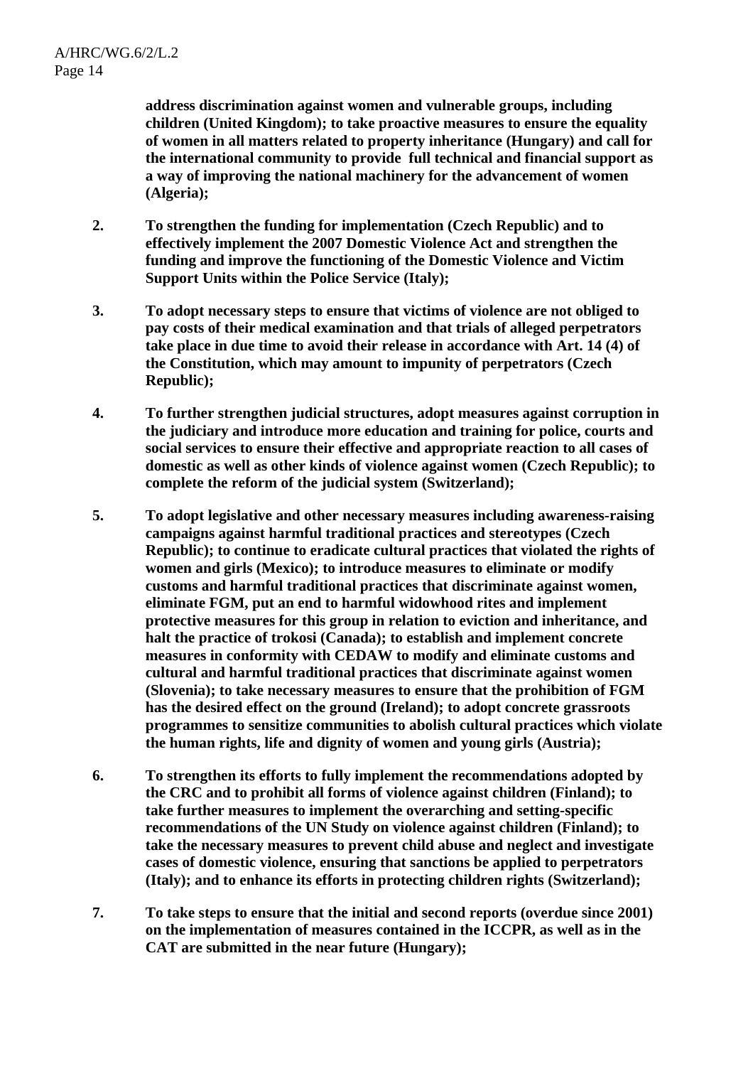**address discrimination against women and vulnerable groups, including children (United Kingdom); to take proactive measures to ensure the equality of women in all matters related to property inheritance (Hungary) and call for the international community to provide full technical and financial support as a way of improving the national machinery for the advancement of women (Algeria);**

2. **To strengthen the funding for implementation (Czech Republic) and to effectively implement the 2007 Domestic Violence Act and strengthen the funding and improve the functioning of the Domestic Violence and Victim Support Units within the Police Service (Italy);**

3. **To adopt necessary steps to ensure that victims of violence are not obliged to pay costs of their medical examination and that trials of alleged perpetrators take place in due time to avoid their release in accordance with Art. 14 (4) of the Constitution, which may amount to impunity of perpetrators (Czech Republic);**

4. **To further strengthen judicial structures, adopt measures against corruption in the judiciary and introduce more education and training for police, courts and social services to ensure their effective and appropriate reaction to all cases of domestic as well as other kinds of violence against women (Czech Republic); to complete the reform of the judicial system (Switzerland);**

5. **To adopt legislative and other necessary measures including awareness-raising campaigns against harmful traditional practices and stereotypes (Czech Republic); to continue to eradicate cultural practices that violated the rights of women and girls (Mexico); to introduce measures to eliminate or modify customs and harmful traditional practices that discriminate against women, eliminate FGM, put an end to harmful widowhood rites and implement protective measures for this group in relation to eviction and inheritance, and halt the practice of trokosi (Canada); to establish and implement concrete measures in conformity with CEDAW to modify and eliminate customs and cultural and harmful traditional practices that discriminate against women (Slovenia); to take necessary measures to ensure that the prohibition of FGM has the desired effect on the ground (Ireland); to adopt concrete grassroots programmes to sensitize communities to abolish cultural practices which violate the human rights, life and dignity of women and young girls (Austria);**

6. **To strengthen its efforts to fully implement the recommendations adopted by the CRC and to prohibit all forms of violence against children (Finland); to take further measures to implement the overarching and setting-specific recommendations of the UN Study on violence against children (Finland); to take the necessary measures to prevent child abuse and neglect and investigate cases of domestic violence, ensuring that sanctions be applied to perpetrators (Italy); and to enhance its efforts in protecting children rights (Switzerland);**

7. **To take steps to ensure that the initial and second reports (overdue since 2001) on the implementation of measures contained in the ICCPR, as well as in the CAT are submitted in the near future (Hungary);**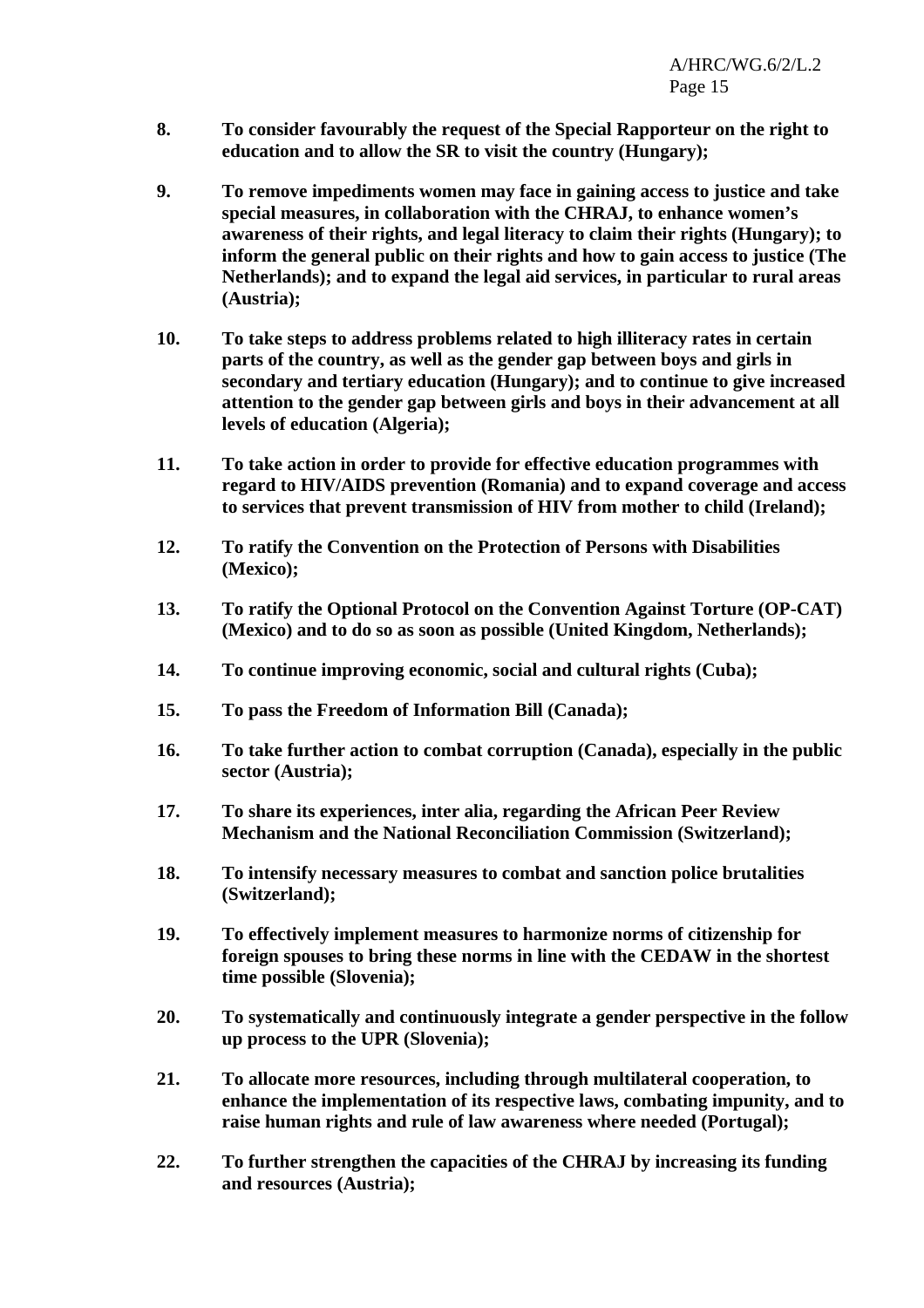**8.** **To consider favourably the request of the Special Rapporteur on the right to education and to allow the SR to visit the country (Hungary);**

**9.** **To remove impediments women may face in gaining access to justice and take special measures, in collaboration with the CHRAJ, to enhance women's awareness of their rights, and legal literacy to claim their rights (Hungary); to inform the general public on their rights and how to gain access to justice (The Netherlands); and to expand the legal aid services, in particular to rural areas (Austria);**

**10.** **To take steps to address problems related to high illiteracy rates in certain parts of the country, as well as the gender gap between boys and girls in secondary and tertiary education (Hungary); and to continue to give increased attention to the gender gap between girls and boys in their advancement at all levels of education (Algeria);**

**11.** **To take action in order to provide for effective education programmes with regard to HIV/AIDS prevention (Romania) and to expand coverage and access to services that prevent transmission of HIV from mother to child (Ireland);**

**12.** **To ratify the Convention on the Protection of Persons with Disabilities (Mexico);**

**13.** **To ratify the Optional Protocol on the Convention Against Torture (OP-CAT) (Mexico) and to do so as soon as possible (United Kingdom, Netherlands);**

**14.** **To continue improving economic, social and cultural rights (Cuba);**

**15.** **To pass the Freedom of Information Bill (Canada);**

**16.** **To take further action to combat corruption (Canada), especially in the public sector (Austria);**

**17.** **To share its experiences, inter alia, regarding the African Peer Review Mechanism and the National Reconciliation Commission (Switzerland);**

**18.** **To intensify necessary measures to combat and sanction police brutalities (Switzerland);**

**19.** **To effectively implement measures to harmonize norms of citizenship for foreign spouses to bring these norms in line with the CEDAW in the shortest time possible (Slovenia);**

**20.** **To systematically and continuously integrate a gender perspective in the follow up process to the UPR (Slovenia);**

**21.** **To allocate more resources, including through multilateral cooperation, to enhance the implementation of its respective laws, combating impunity, and to raise human rights and rule of law awareness where needed (Portugal);**

**22.** **To further strengthen the capacities of the CHRAJ by increasing its funding and resources (Austria);**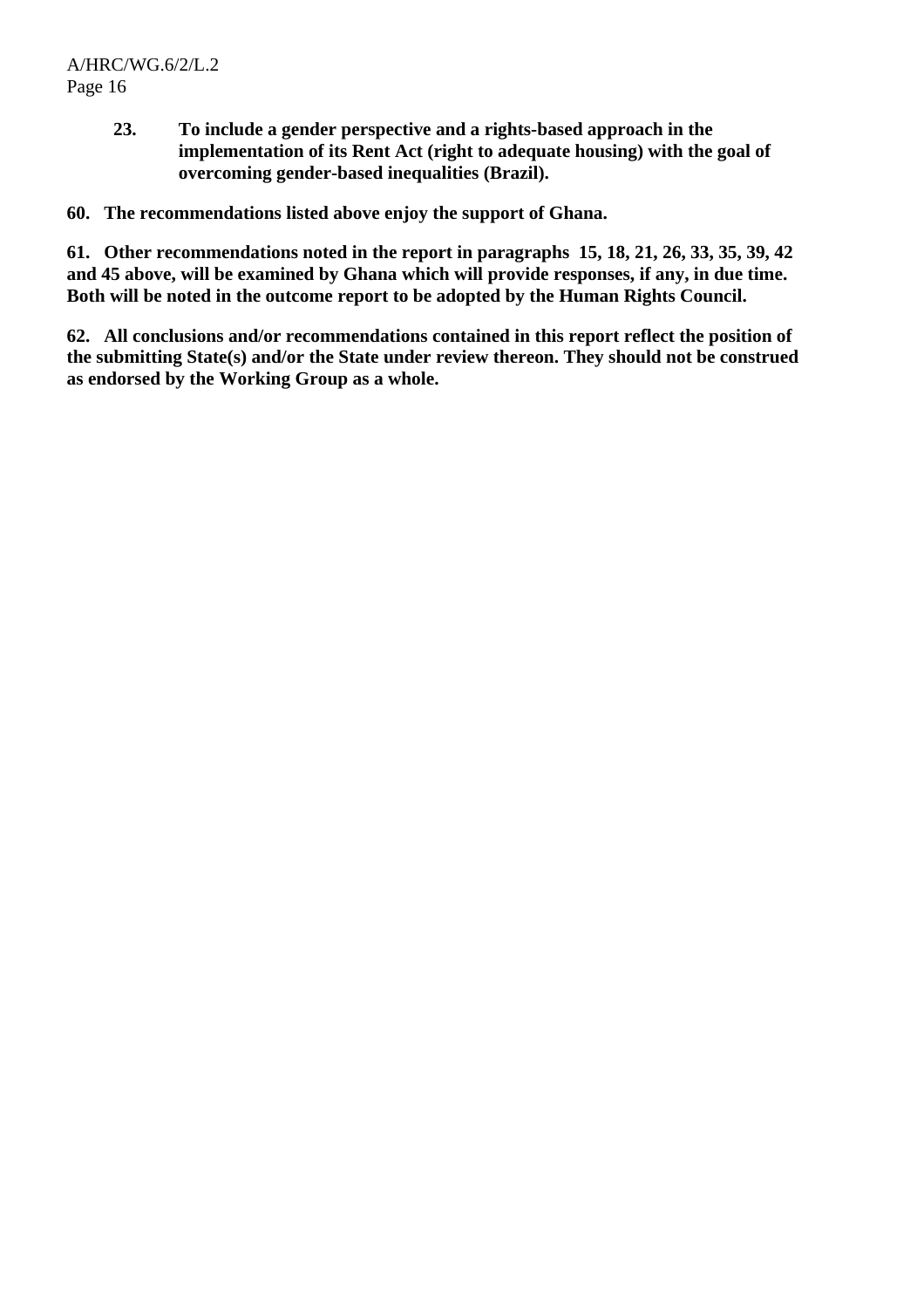**23. To include a gender perspective and a rights-based approach in the implementation of its Rent Act (right to adequate housing) with the goal of overcoming gender-based inequalities (Brazil).**

**60. The recommendations listed above enjoy the support of Ghana.**

**61. Other recommendations noted in the report in paragraphs 15, 18, 21, 26, 33, 35, 39, 42 and 45 above, will be examined by Ghana which will provide responses, if any, in due time. Both will be noted in the outcome report to be adopted by the Human Rights Council.**

**62. All conclusions and/or recommendations contained in this report reflect the position of the submitting State(s) and/or the State under review thereon. They should not be construed as endorsed by the Working Group as a whole.**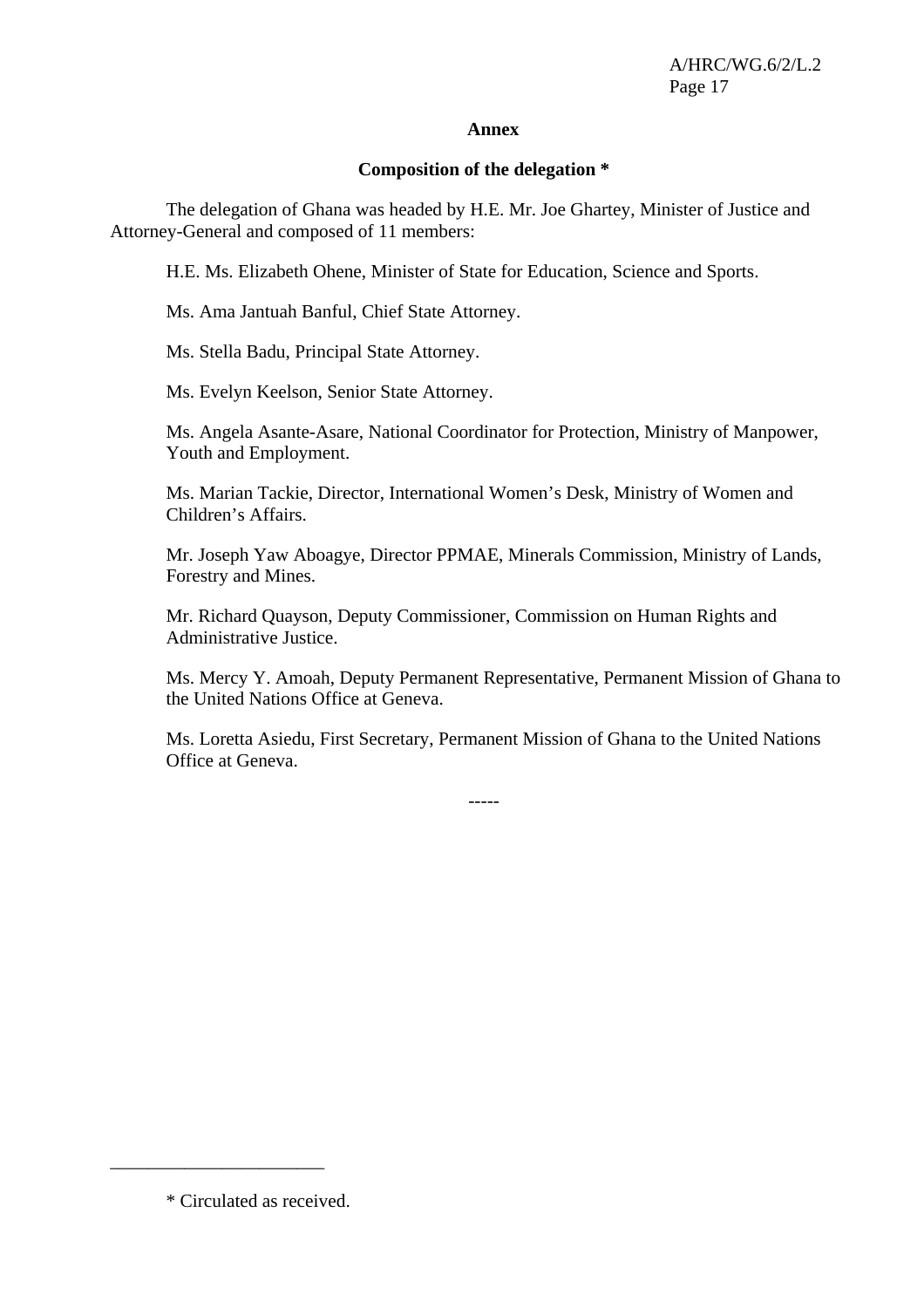## Annex

### Composition of the delegation *

The delegation of Ghana was headed by H.E. Mr. Joe Ghartey, Minister of Justice and Attorney-General and composed of 11 members:

H.E. Ms. Elizabeth Ohene, Minister of State for Education, Science and Sports.

Ms. Ama Jantuah Banful, Chief State Attorney.

Ms. Stella Badu, Principal State Attorney.

Ms. Evelyn Keelson, Senior State Attorney.

Ms. Angela Asante-Asare, National Coordinator for Protection, Ministry of Manpower, Youth and Employment.

Ms. Marian Tackie, Director, International Women's Desk, Ministry of Women and Children's Affairs.

Mr. Joseph Yaw Aboagye, Director PPMAE, Minerals Commission, Ministry of Lands, Forestry and Mines.

Mr. Richard Quayson, Deputy Commissioner, Commission on Human Rights and Administrative Justice.

Ms. Mercy Y. Amoah, Deputy Permanent Representative, Permanent Mission of Ghana to the United Nations Office at Geneva.

Ms. Loretta Asiedu, First Secretary, Permanent Mission of Ghana to the United Nations Office at Geneva.

-----

* Circulated as received.